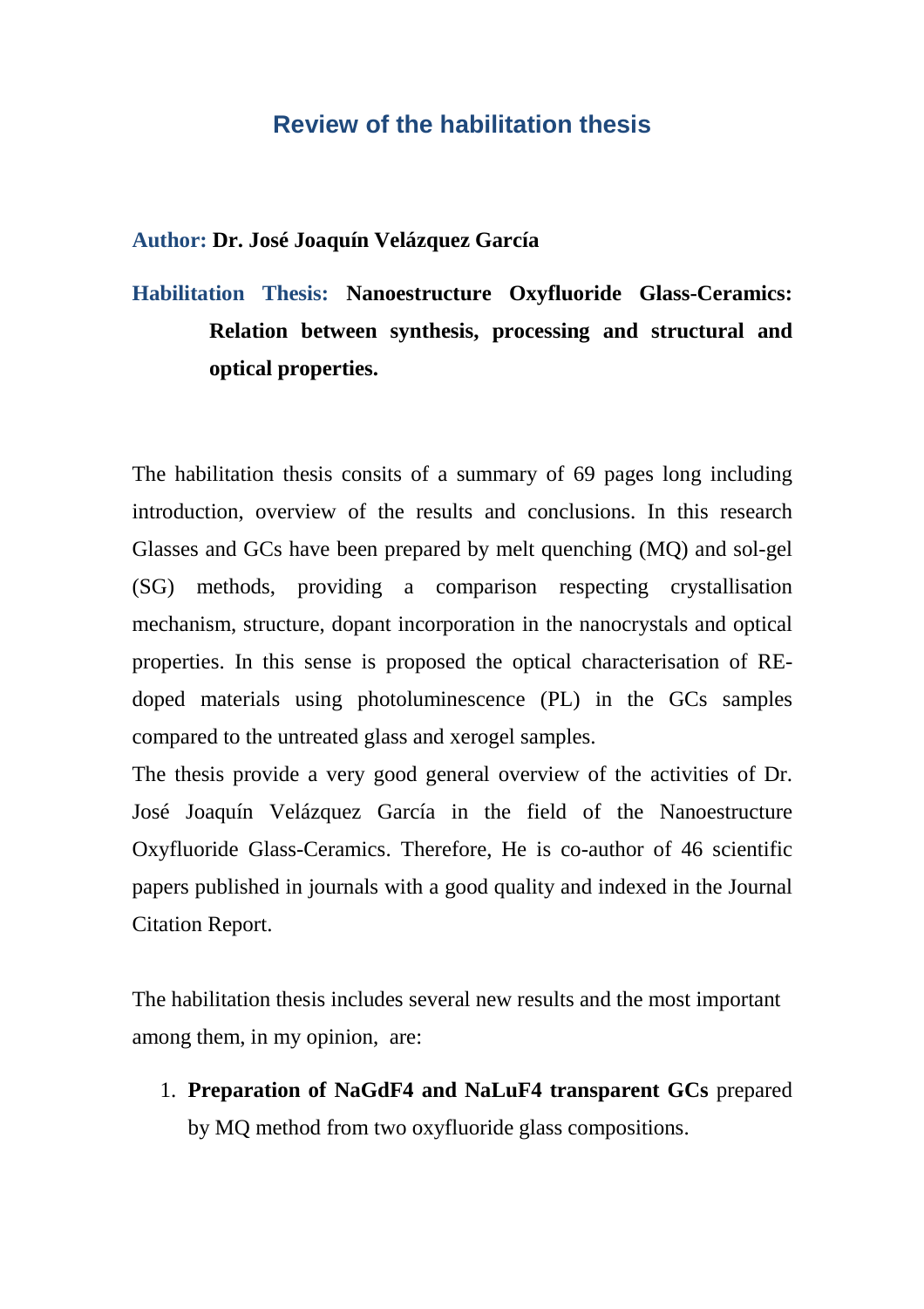# Review of the habilitation thesis

**Author: Dr. José Joaquín Velázquez García**

**Habilitation Thesis: Nanoestructure Oxyfluoride Glass-Ceramics: Relation between synthesis, processing and structural and optical properties.**

The habilitation thesis consits of a summary of 69 pages long including introduction, overview of the results and conclusions. In this research Glasses and GCs have been prepared by melt quenching (MQ) and sol-gel (SG) methods, providing a comparison respecting crystallisation mechanism, structure, dopant incorporation in the nanocrystals and optical properties. In this sense is proposed the optical characterisation of RE-doped materials using photoluminescence (PL) in the GCs samples compared to the untreated glass and xerogel samples.
The thesis provide a very good general overview of the activities of Dr. José Joaquín Velázquez García in the field of the Nanoestructure Oxyfluoride Glass-Ceramics. Therefore, He is co-author of 46 scientific papers published in journals with a good quality and indexed in the Journal Citation Report.

The habilitation thesis includes several new results and the most important among them, in my opinion, are:

1. **Preparation of $NaGdF_4$ and $NaLuF_4$ transparent GCs** prepared by MQ method from two oxyfluoride glass compositions.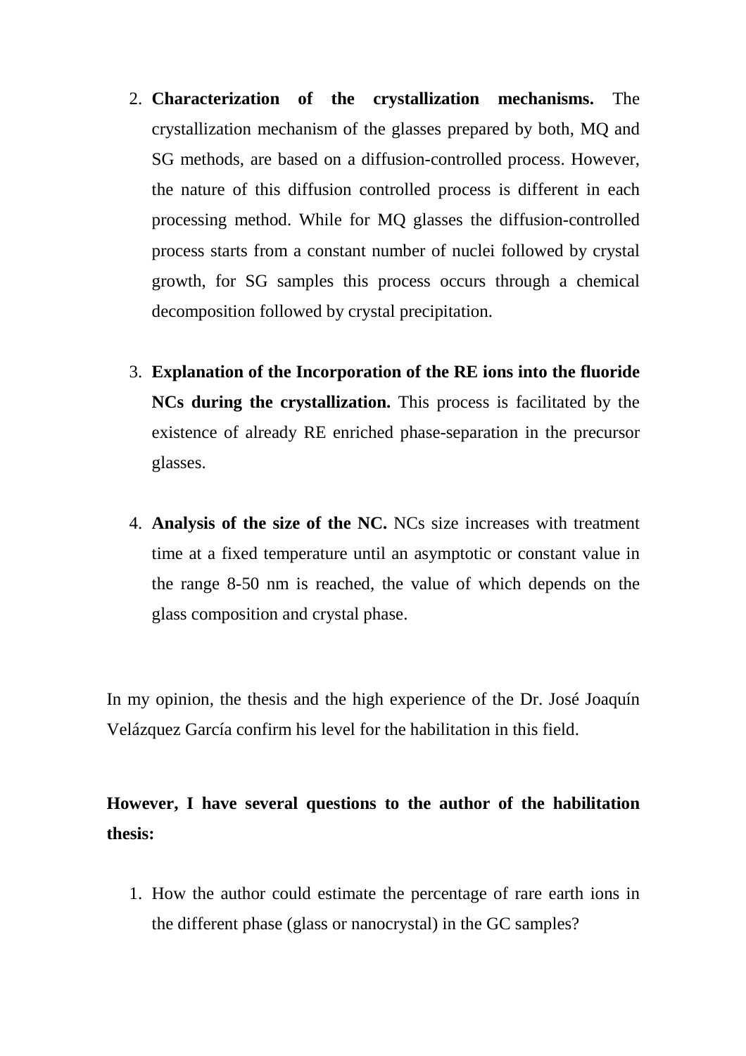2. **Characterization of the crystallization mechanisms.** The crystallization mechanism of the glasses prepared by both, MQ and SG methods, are based on a diffusion-controlled process. However, the nature of this diffusion controlled process is different in each processing method. While for MQ glasses the diffusion-controlled process starts from a constant number of nuclei followed by crystal growth, for SG samples this process occurs through a chemical decomposition followed by crystal precipitation.

3. **Explanation of the Incorporation of the RE ions into the fluoride NCs during the crystallization.** This process is facilitated by the existence of already RE enriched phase-separation in the precursor glasses.

4. **Analysis of the size of the NC.** NCs size increases with treatment time at a fixed temperature until an asymptotic or constant value in the range 8-50 nm is reached, the value of which depends on the glass composition and crystal phase.

In my opinion, the thesis and the high experience of the Dr. José Joaquín Velázquez García confirm his level for the habilitation in this field.

**However, I have several questions to the author of the habilitation thesis:**

1. How the author could estimate the percentage of rare earth ions in the different phase (glass or nanocrystal) in the GC samples?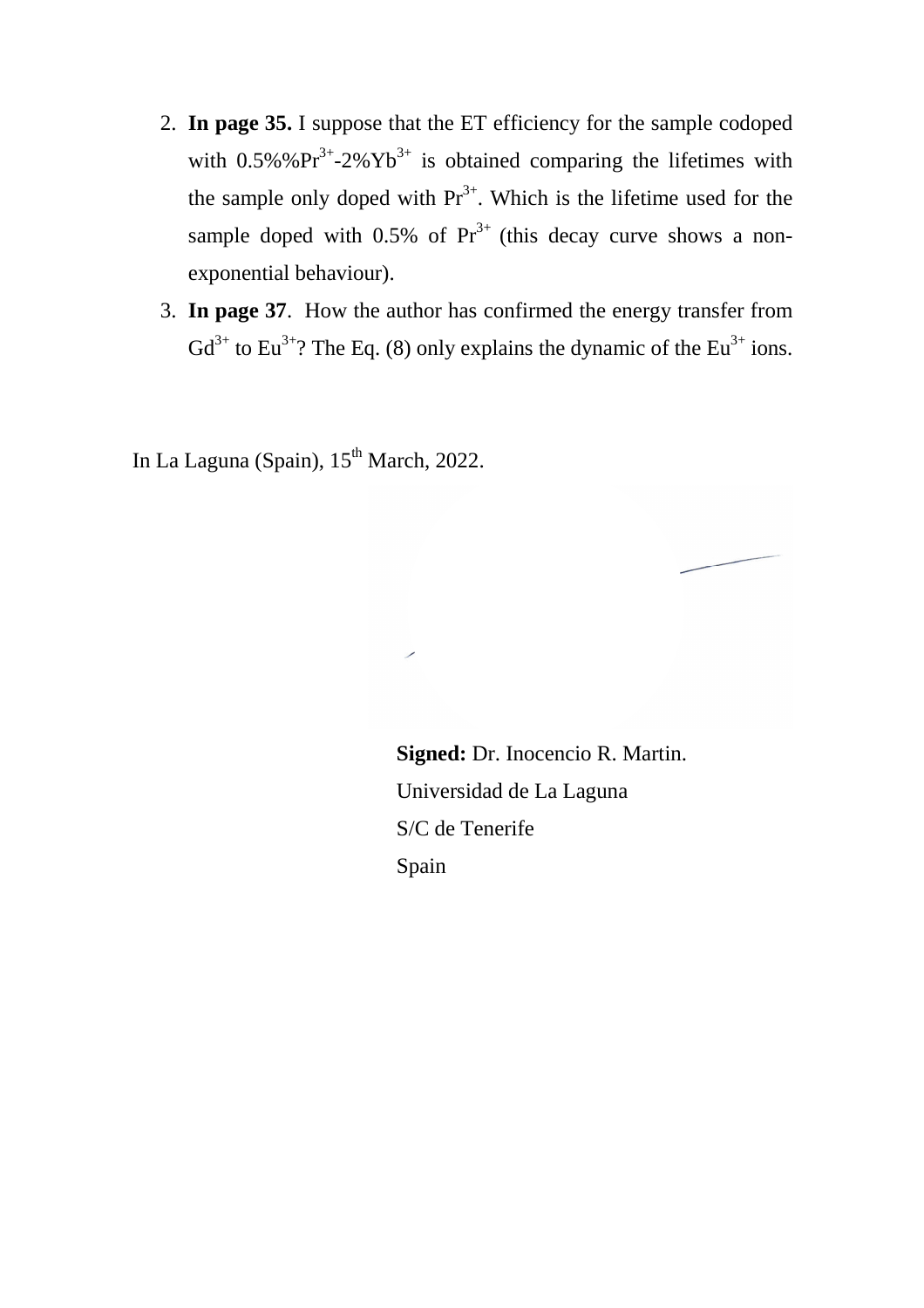2. **In page 35.** I suppose that the ET efficiency for the sample codoped with 0.5%%$Pr^{3+}$-2%$Yb^{3+}$ is obtained comparing the lifetimes with the sample only doped with $Pr^{3+}$. Which is the lifetime used for the sample doped with 0.5% of $Pr^{3+}$ (this decay curve shows a non-exponential behaviour).
3. **In page 37**. How the author has confirmed the energy transfer from $Gd^{3+}$ to $Eu^{3+}$? The Eq. (8) only explains the dynamic of the $Eu^{3+}$ ions.

In La Laguna (Spain), 15th March, 2022.

**Signed:** Dr. Inocencio R. Martin.
Universidad de La Laguna
S/C de Tenerife
Spain